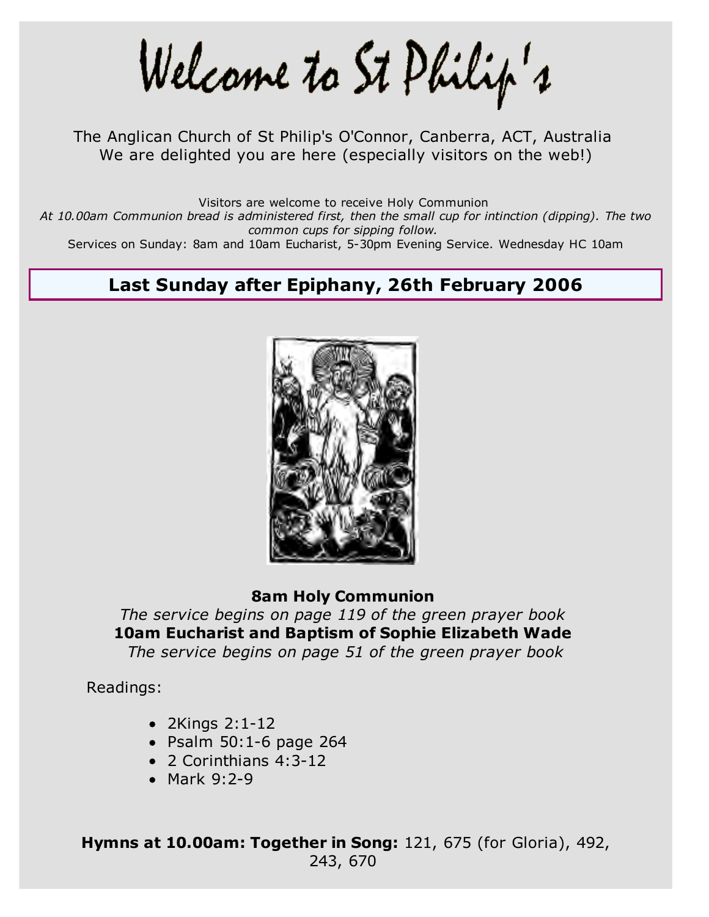# Welcome to St Philip's

The Anglican Church of St Philip's O'Connor, Canberra, ACT, Australia
We are delighted you are here (especially visitors on the web!)

Visitors are welcome to receive Holy Communion
*At 10.00am Communion bread is administered first, then the small cup for intinction (dipping). The two common cups for sipping follow.*
Services on Sunday: 8am and 10am Eucharist, 5-30pm Evening Service. Wednesday HC 10am

## Last Sunday after Epiphany, 26th February 2006

**8am Holy Communion**
*The service begins on page 119 of the green prayer book*
**10am Eucharist and Baptism of Sophie Elizabeth Wade**
*The service begins on page 51 of the green prayer book*

Readings:

- 2Kings 2:1-12
- Psalm 50:1-6 page 264
- 2 Corinthians 4:3-12
- Mark 9:2-9

**Hymns at 10.00am: Together in Song:** 121, 675 (for Gloria), 492, 243, 670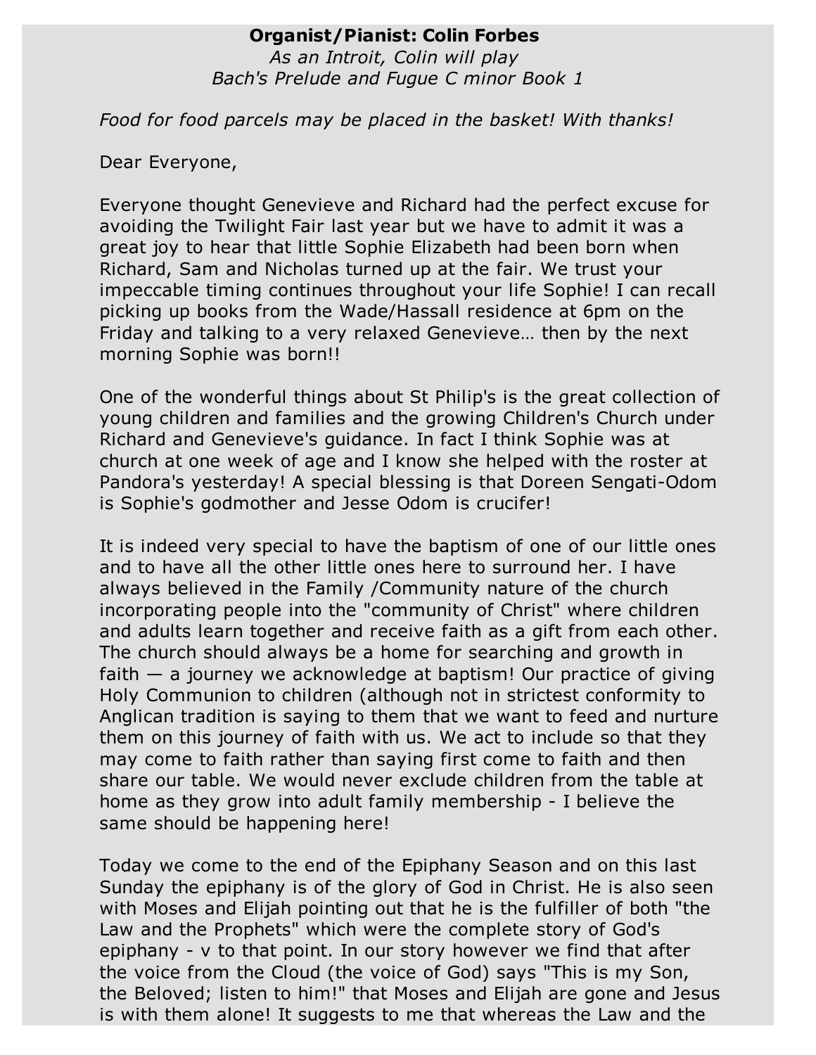**Organist/Pianist: Colin Forbes**
*As an Introit, Colin will play*
*Bach's Prelude and Fugue C minor Book 1*

*Food for food parcels may be placed in the basket! With thanks!*

Dear Everyone,

Everyone thought Genevieve and Richard had the perfect excuse for avoiding the Twilight Fair last year but we have to admit it was a great joy to hear that little Sophie Elizabeth had been born when Richard, Sam and Nicholas turned up at the fair. We trust your impeccable timing continues throughout your life Sophie! I can recall picking up books from the Wade/Hassall residence at 6pm on the Friday and talking to a very relaxed Genevieve… then by the next morning Sophie was born!!

One of the wonderful things about St Philip's is the great collection of young children and families and the growing Children's Church under Richard and Genevieve's guidance. In fact I think Sophie was at church at one week of age and I know she helped with the roster at Pandora's yesterday! A special blessing is that Doreen Sengati-Odom is Sophie's godmother and Jesse Odom is crucifer!

It is indeed very special to have the baptism of one of our little ones and to have all the other little ones here to surround her. I have always believed in the Family /Community nature of the church incorporating people into the "community of Christ" where children and adults learn together and receive faith as a gift from each other. The church should always be a home for searching and growth in faith — a journey we acknowledge at baptism! Our practice of giving Holy Communion to children (although not in strictest conformity to Anglican tradition is saying to them that we want to feed and nurture them on this journey of faith with us. We act to include so that they may come to faith rather than saying first come to faith and then share our table. We would never exclude children from the table at home as they grow into adult family membership - I believe the same should be happening here!

Today we come to the end of the Epiphany Season and on this last Sunday the epiphany is of the glory of God in Christ. He is also seen with Moses and Elijah pointing out that he is the fulfiller of both "the Law and the Prophets" which were the complete story of God's epiphany - v to that point. In our story however we find that after the voice from the Cloud (the voice of God) says "This is my Son, the Beloved; listen to him!" that Moses and Elijah are gone and Jesus is with them alone! It suggests to me that whereas the Law and the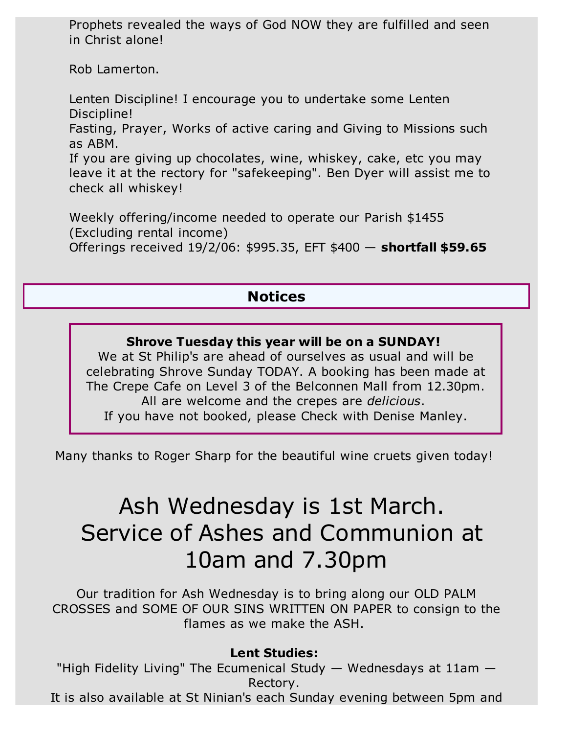Prophets revealed the ways of God NOW they are fulfilled and seen in Christ alone!

Rob Lamerton.

Lenten Discipline! I encourage you to undertake some Lenten Discipline!
Fasting, Prayer, Works of active caring and Giving to Missions such as ABM.
If you are giving up chocolates, wine, whiskey, cake, etc you may leave it at the rectory for "safekeeping". Ben Dyer will assist me to check all whiskey!

Weekly offering/income needed to operate our Parish $1455 (Excluding rental income)
Offerings received 19/2/06: $995.35, EFT $400 — **shortfall $59.65**

## Notices

**Shrove Tuesday this year will be on a SUNDAY!**
We at St Philip's are ahead of ourselves as usual and will be celebrating Shrove Sunday TODAY. A booking has been made at The Crepe Cafe on Level 3 of the Belconnen Mall from 12.30pm. All are welcome and the crepes are *delicious*.
If you have not booked, please Check with Denise Manley.

Many thanks to Roger Sharp for the beautiful wine cruets given today!

# Ash Wednesday is 1st March. Service of Ashes and Communion at 10am and 7.30pm

Our tradition for Ash Wednesday is to bring along our OLD PALM CROSSES and SOME OF OUR SINS WRITTEN ON PAPER to consign to the flames as we make the ASH.

**Lent Studies:**
"High Fidelity Living" The Ecumenical Study — Wednesdays at 11am — Rectory.
It is also available at St Ninian's each Sunday evening between 5pm and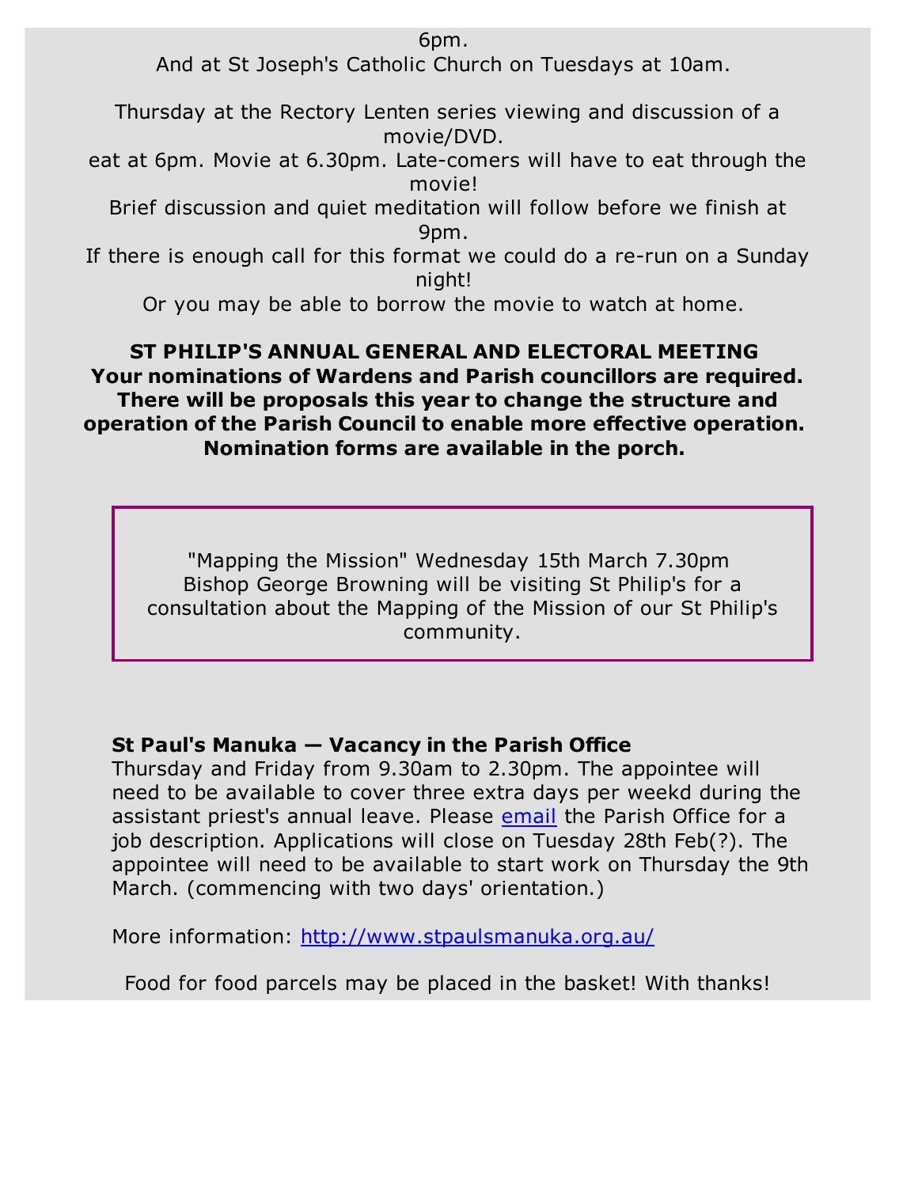6pm.
And at St Joseph's Catholic Church on Tuesdays at 10am.

Thursday at the Rectory Lenten series viewing and discussion of a movie/DVD.
eat at 6pm. Movie at 6.30pm. Late-comers will have to eat through the movie!
Brief discussion and quiet meditation will follow before we finish at 9pm.
If there is enough call for this format we could do a re-run on a Sunday night!
Or you may be able to borrow the movie to watch at home.

**ST PHILIP'S ANNUAL GENERAL AND ELECTORAL MEETING**
**Your nominations of Wardens and Parish councillors are required. There will be proposals this year to change the structure and operation of the Parish Council to enable more effective operation. Nomination forms are available in the porch.**

"Mapping the Mission" Wednesday 15th March 7.30pm
Bishop George Browning will be visiting St Philip's for a consultation about the Mapping of the Mission of our St Philip's community.

**St Paul's Manuka — Vacancy in the Parish Office**
Thursday and Friday from 9.30am to 2.30pm. The appointee will need to be available to cover three extra days per weekd during the assistant priest's annual leave. Please email the Parish Office for a job description. Applications will close on Tuesday 28th Feb(?). The appointee will need to be available to start work on Thursday the 9th March. (commencing with two days' orientation.)

More information: http://www.stpaulsmanuka.org.au/

Food for food parcels may be placed in the basket! With thanks!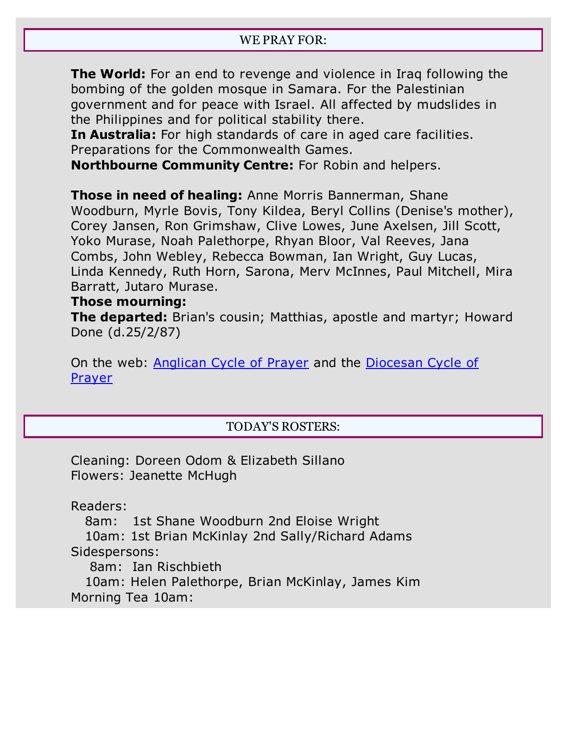## WE PRAY FOR:

**The World:** For an end to revenge and violence in Iraq following the bombing of the golden mosque in Samara. For the Palestinian government and for peace with Israel. All affected by mudslides in the Philippines and for political stability there.
**In Australia:** For high standards of care in aged care facilities. Preparations for the Commonwealth Games.
**Northbourne Community Centre:** For Robin and helpers.

**Those in need of healing:** Anne Morris Bannerman, Shane Woodburn, Myrle Bovis, Tony Kildea, Beryl Collins (Denise's mother), Corey Jansen, Ron Grimshaw, Clive Lowes, June Axelsen, Jill Scott, Yoko Murase, Noah Palethorpe, Rhyan Bloor, Val Reeves, Jana Combs, John Webley, Rebecca Bowman, Ian Wright, Guy Lucas, Linda Kennedy, Ruth Horn, Sarona, Merv McInnes, Paul Mitchell, Mira Barratt, Jutaro Murase.
**Those mourning:**
**The departed:** Brian's cousin; Matthias, apostle and martyr; Howard Done (d.25/2/87)

On the web: Anglican Cycle of Prayer and the Diocesan Cycle of Prayer

## TODAY'S ROSTERS:

Cleaning: Doreen Odom & Elizabeth Sillano
Flowers: Jeanette McHugh

Readers:
 8am: 1st Shane Woodburn 2nd Eloise Wright
 10am: 1st Brian McKinlay 2nd Sally/Richard Adams
Sidespersons:
 8am: Ian Rischbieth
 10am: Helen Palethorpe, Brian McKinlay, James Kim
Morning Tea 10am: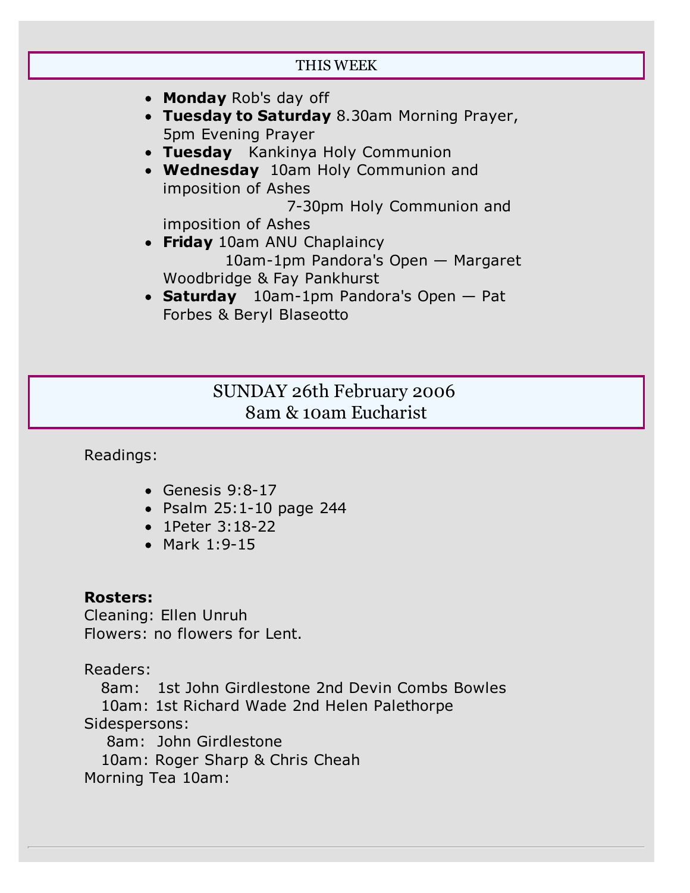## THIS WEEK

- **Monday** Rob's day off
- **Tuesday to Saturday** 8.30am Morning Prayer, 5pm Evening Prayer
- **Tuesday** Kankinya Holy Communion
- **Wednesday** 10am Holy Communion and imposition of Ashes
  7-30pm Holy Communion and imposition of Ashes
- **Friday** 10am ANU Chaplaincy
  10am-1pm Pandora's Open — Margaret Woodbridge & Fay Pankhurst
- **Saturday** 10am-1pm Pandora's Open — Pat Forbes & Beryl Blaseotto

## SUNDAY 26th February 2006
## 8am & 10am Eucharist

Readings:

- Genesis 9:8-17
- Psalm 25:1-10 page 244
- 1Peter 3:18-22
- Mark 1:9-15

**Rosters:**
Cleaning: Ellen Unruh
Flowers: no flowers for Lent.

Readers:
8am: 1st John Girdlestone 2nd Devin Combs Bowles
10am: 1st Richard Wade 2nd Helen Palethorpe
Sidespersons:
8am: John Girdlestone
10am: Roger Sharp & Chris Cheah
Morning Tea 10am: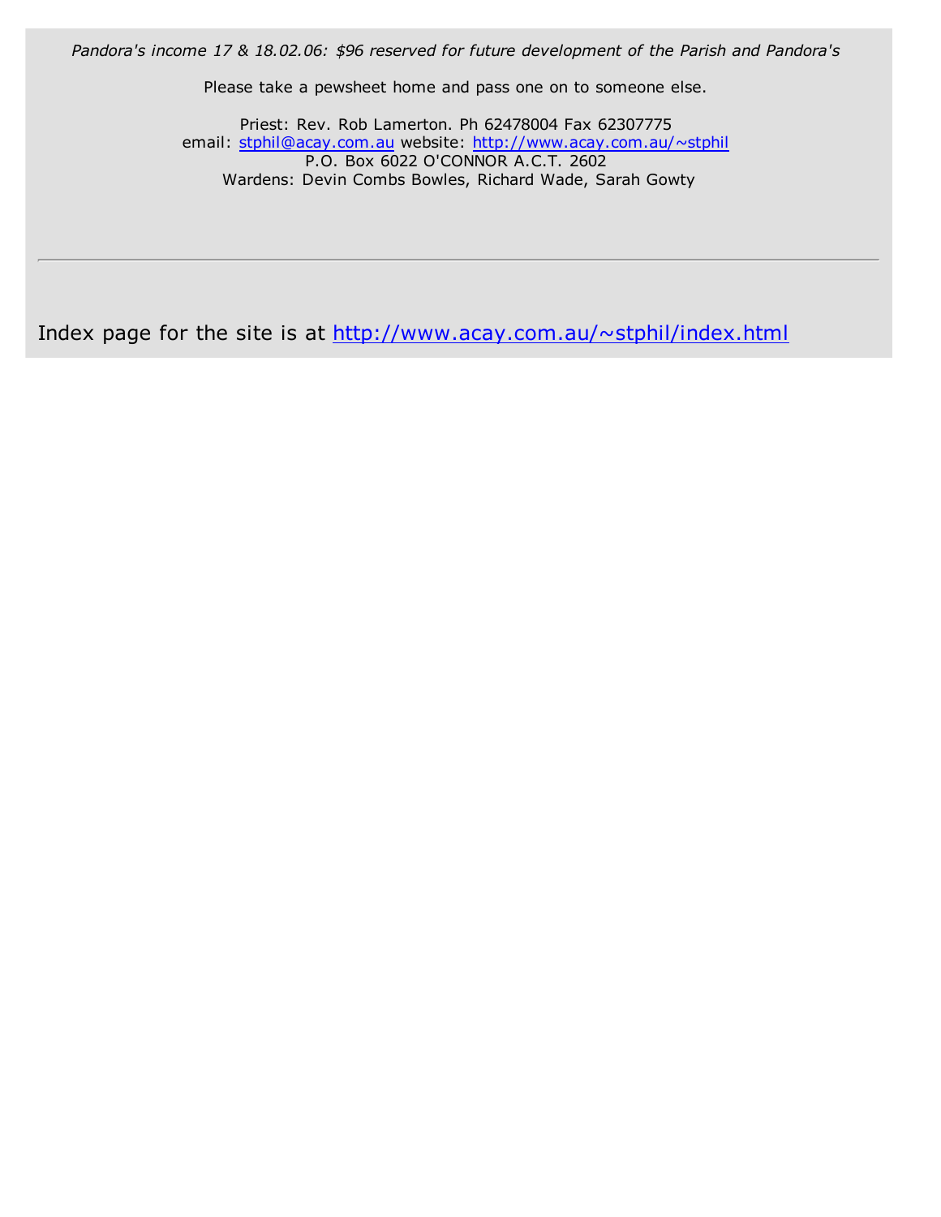*Pandora's income 17 & 18.02.06: $96 reserved for future development of the Parish and Pandora's*

Please take a pewsheet home and pass one on to someone else.

Priest: Rev. Rob Lamerton. Ph 62478004 Fax 62307775
email: stphil@acay.com.au website: http://www.acay.com.au/~stphil
P.O. Box 6022 O'CONNOR A.C.T. 2602
Wardens: Devin Combs Bowles, Richard Wade, Sarah Gowty

---

Index page for the site is at http://www.acay.com.au/~stphil/index.html